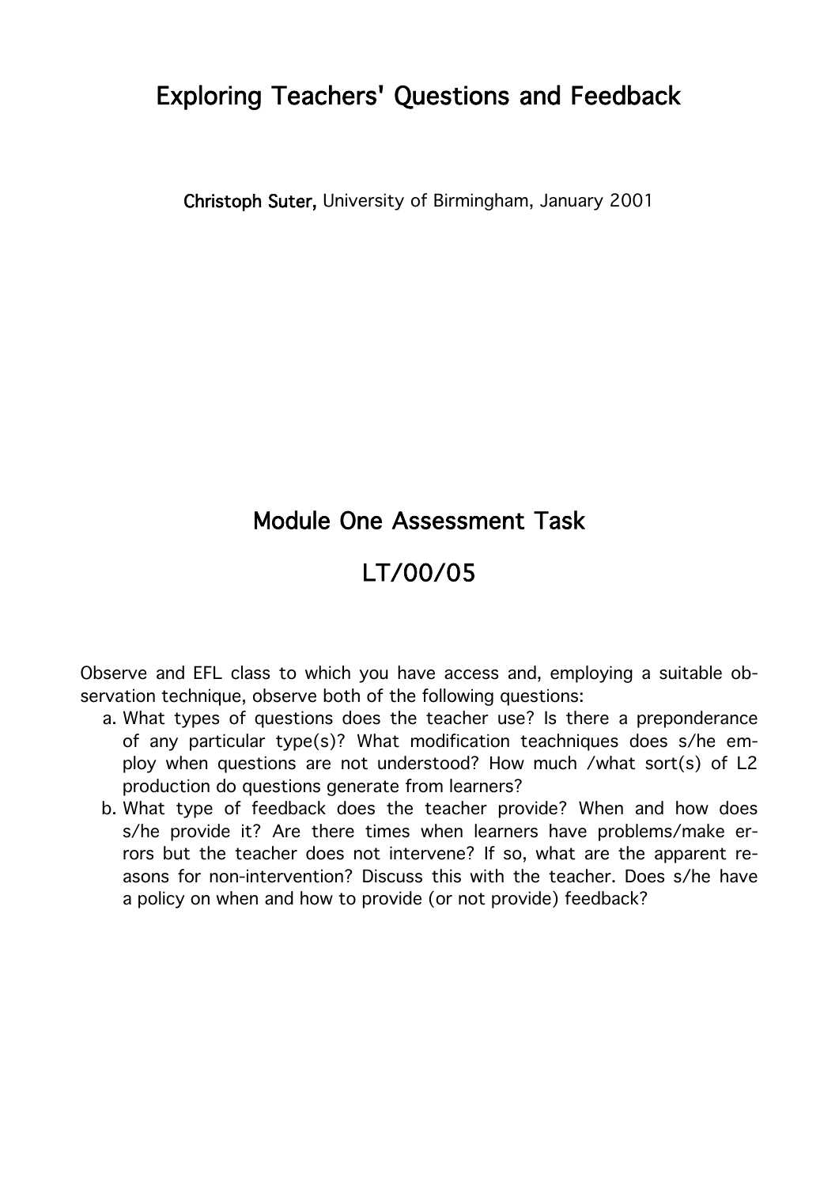# Exploring Teachers' Questions and Feedback

**Christoph Suter,** University of Birmingham, January 2001

## Module One Assessment Task

## LT/00/05

Observe and EFL class to which you have access and, employing a suitable observation technique, observe both of the following questions:

a. What types of questions does the teacher use? Is there a preponderance of any particular type(s)? What modification teachniques does s/he employ when questions are not understood? How much /what sort(s) of L2 production do questions generate from learners?

b. What type of feedback does the teacher provide? When and how does s/he provide it? Are there times when learners have problems/make errors but the teacher does not intervene? If so, what are the apparent reasons for non-intervention? Discuss this with the teacher. Does s/he have a policy on when and how to provide (or not provide) feedback?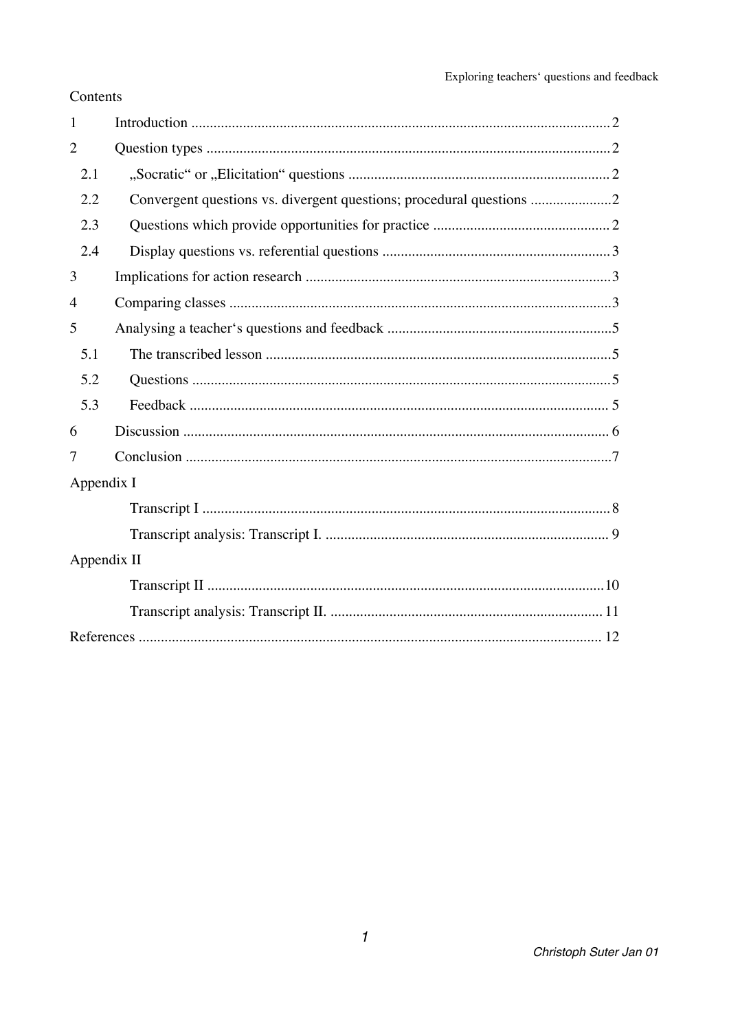Contents

| | | |
|---|---|---|
| 1 | Introduction | 2 |
| 2 | Question types | 2 |
| 2.1 | „Socratic“ or „Elicitation“ questions | 2 |
| 2.2 | Convergent questions vs. divergent questions; procedural questions | 2 |
| 2.3 | Questions which provide opportunities for practice | 2 |
| 2.4 | Display questions vs. referential questions | 3 |
| 3 | Implications for action research | 3 |
| 4 | Comparing classes | 3 |
| 5 | Analysing a teacher‘s questions and feedback | 5 |
| 5.1 | The transcribed lesson | 5 |
| 5.2 | Questions | 5 |
| 5.3 | Feedback | 5 |
| 6 | Discussion | 6 |
| 7 | Conclusion | 7 |
| Appendix I | | |
| | Transcript I | 8 |
| | Transcript analysis: Transcript I. | 9 |
| Appendix II | | |
| | Transcript II | 10 |
| | Transcript analysis: Transcript II. | 11 |
| References | | 12 |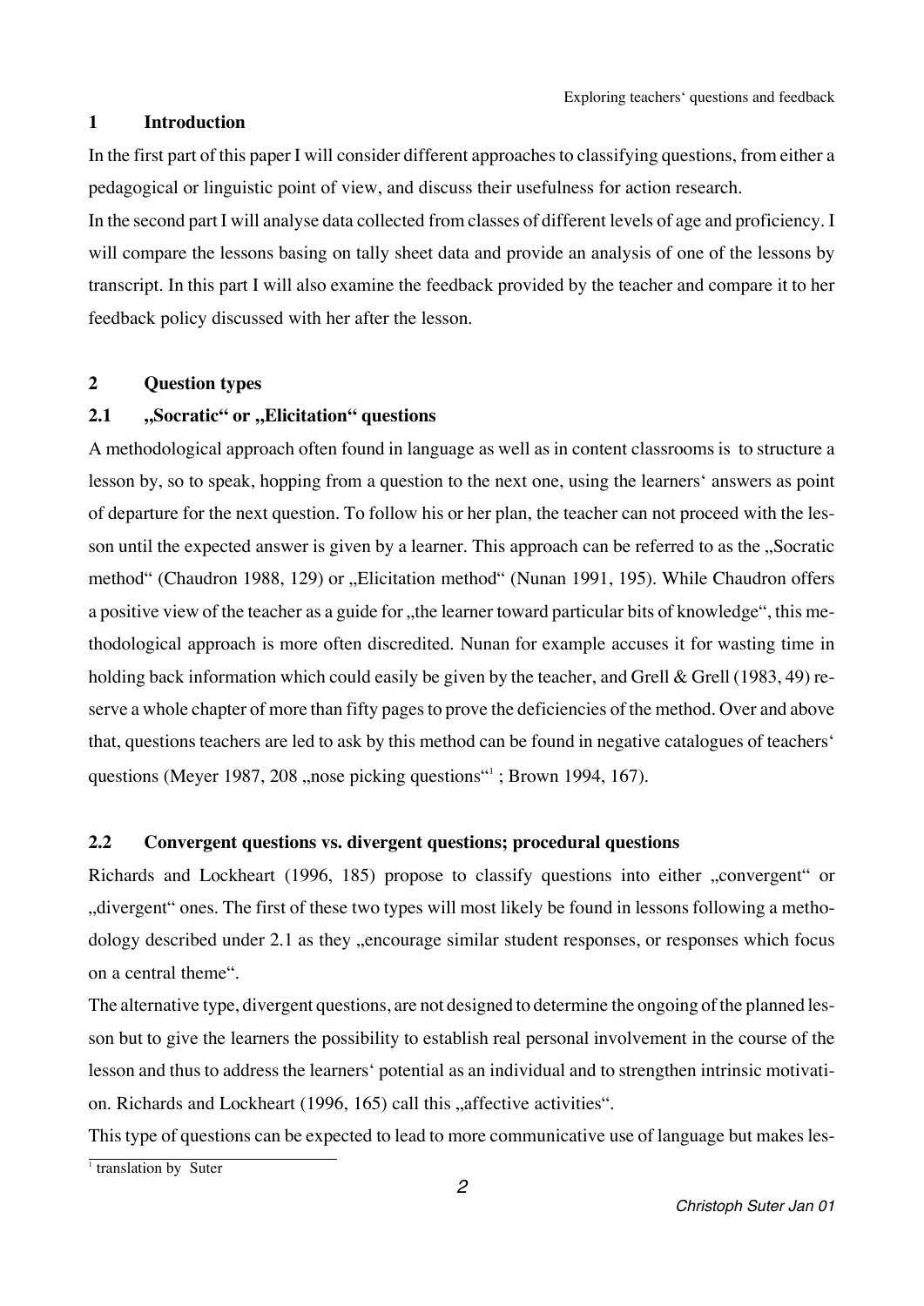## 1 Introduction

In the first part of this paper I will consider different approaches to classifying questions, from either a pedagogical or linguistic point of view, and discuss their usefulness for action research.

In the second part I will analyse data collected from classes of different levels of age and proficiency. I will compare the lessons basing on tally sheet data and provide an analysis of one of the lessons by transcript. In this part I will also examine the feedback provided by the teacher and compare it to her feedback policy discussed with her after the lesson.

## 2 Question types

### 2.1 „Socratic" or „Elicitation" questions

A methodological approach often found in language as well as in content classrooms is to structure a lesson by, so to speak, hopping from a question to the next one, using the learners' answers as point of departure for the next question. To follow his or her plan, the teacher can not proceed with the lesson until the expected answer is given by a learner. This approach can be referred to as the „Socratic method" (Chaudron 1988, 129) or „Elicitation method" (Nunan 1991, 195). While Chaudron offers a positive view of the teacher as a guide for „the learner toward particular bits of knowledge", this methodological approach is more often discredited. Nunan for example accuses it for wasting time in holding back information which could easily be given by the teacher, and Grell & Grell (1983, 49) reserve a whole chapter of more than fifty pages to prove the deficiencies of the method. Over and above that, questions teachers are led to ask by this method can be found in negative catalogues of teachers' questions (Meyer 1987, 208 „nose picking questions"[1] ; Brown 1994, 167).

### 2.2 Convergent questions vs. divergent questions; procedural questions

Richards and Lockheart (1996, 185) propose to classify questions into either „convergent" or „divergent" ones. The first of these two types will most likely be found in lessons following a methodology described under 2.1 as they „encourage similar student responses, or responses which focus on a central theme".

The alternative type, divergent questions, are not designed to determine the ongoing of the planned lesson but to give the learners the possibility to establish real personal involvement in the course of the lesson and thus to address the learners' potential as an individual and to strengthen intrinsic motivation. Richards and Lockheart (1996, 165) call this „affective activities".

This type of questions can be expected to lead to more communicative use of language but makes les-

[1] translation by Suter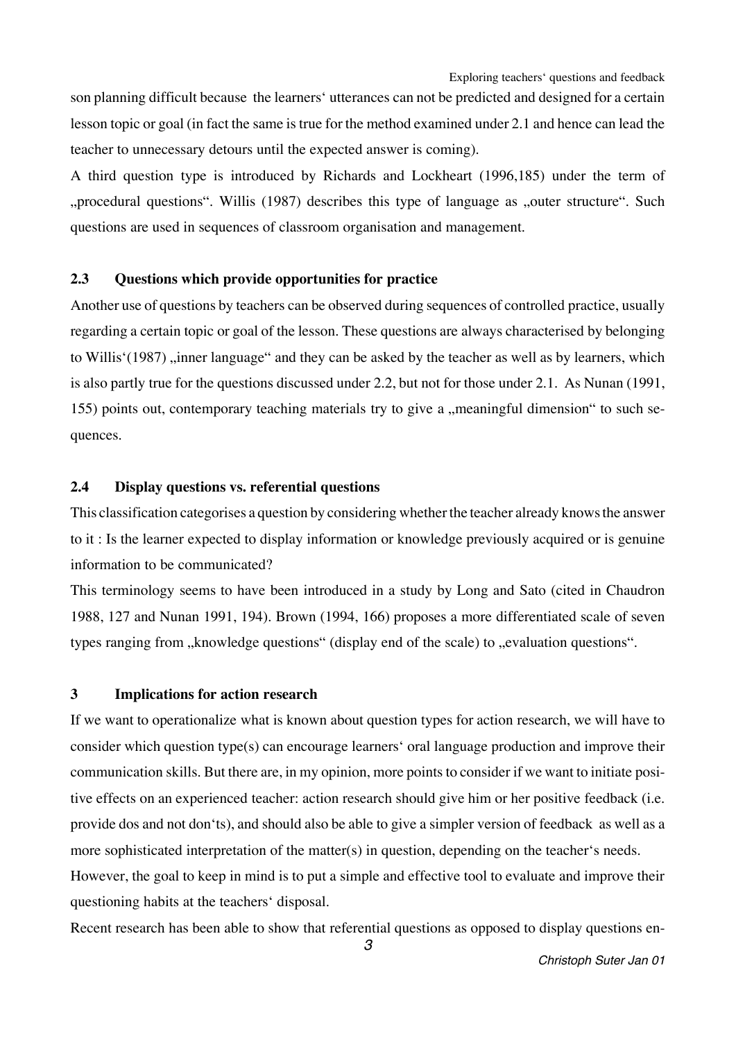son planning difficult because the learners‘ utterances can not be predicted and designed for a certain lesson topic or goal (in fact the same is true for the method examined under 2.1 and hence can lead the teacher to unnecessary detours until the expected answer is coming).

A third question type is introduced by Richards and Lockheart (1996,185) under the term of „procedural questions“. Willis (1987) describes this type of language as „outer structure“. Such questions are used in sequences of classroom organisation and management.

### 2.3 Questions which provide opportunities for practice

Another use of questions by teachers can be observed during sequences of controlled practice, usually regarding a certain topic or goal of the lesson. These questions are always characterised by belonging to Willis‘(1987) „inner language“ and they can be asked by the teacher as well as by learners, which is also partly true for the questions discussed under 2.2, but not for those under 2.1. As Nunan (1991, 155) points out, contemporary teaching materials try to give a „meaningful dimension“ to such sequences.

### 2.4 Display questions vs. referential questions

This classification categorises a question by considering whether the teacher already knows the answer to it : Is the learner expected to display information or knowledge previously acquired or is genuine information to be communicated?

This terminology seems to have been introduced in a study by Long and Sato (cited in Chaudron 1988, 127 and Nunan 1991, 194). Brown (1994, 166) proposes a more differentiated scale of seven types ranging from „knowledge questions“ (display end of the scale) to „evaluation questions“.

## 3 Implications for action research

If we want to operationalize what is known about question types for action research, we will have to consider which question type(s) can encourage learners‘ oral language production and improve their communication skills. But there are, in my opinion, more points to consider if we want to initiate positive effects on an experienced teacher: action research should give him or her positive feedback (i.e. provide dos and not don‘ts), and should also be able to give a simpler version of feedback as well as a more sophisticated interpretation of the matter(s) in question, depending on the teacher‘s needs.

However, the goal to keep in mind is to put a simple and effective tool to evaluate and improve their questioning habits at the teachers‘ disposal.

Recent research has been able to show that referential questions as opposed to display questions en-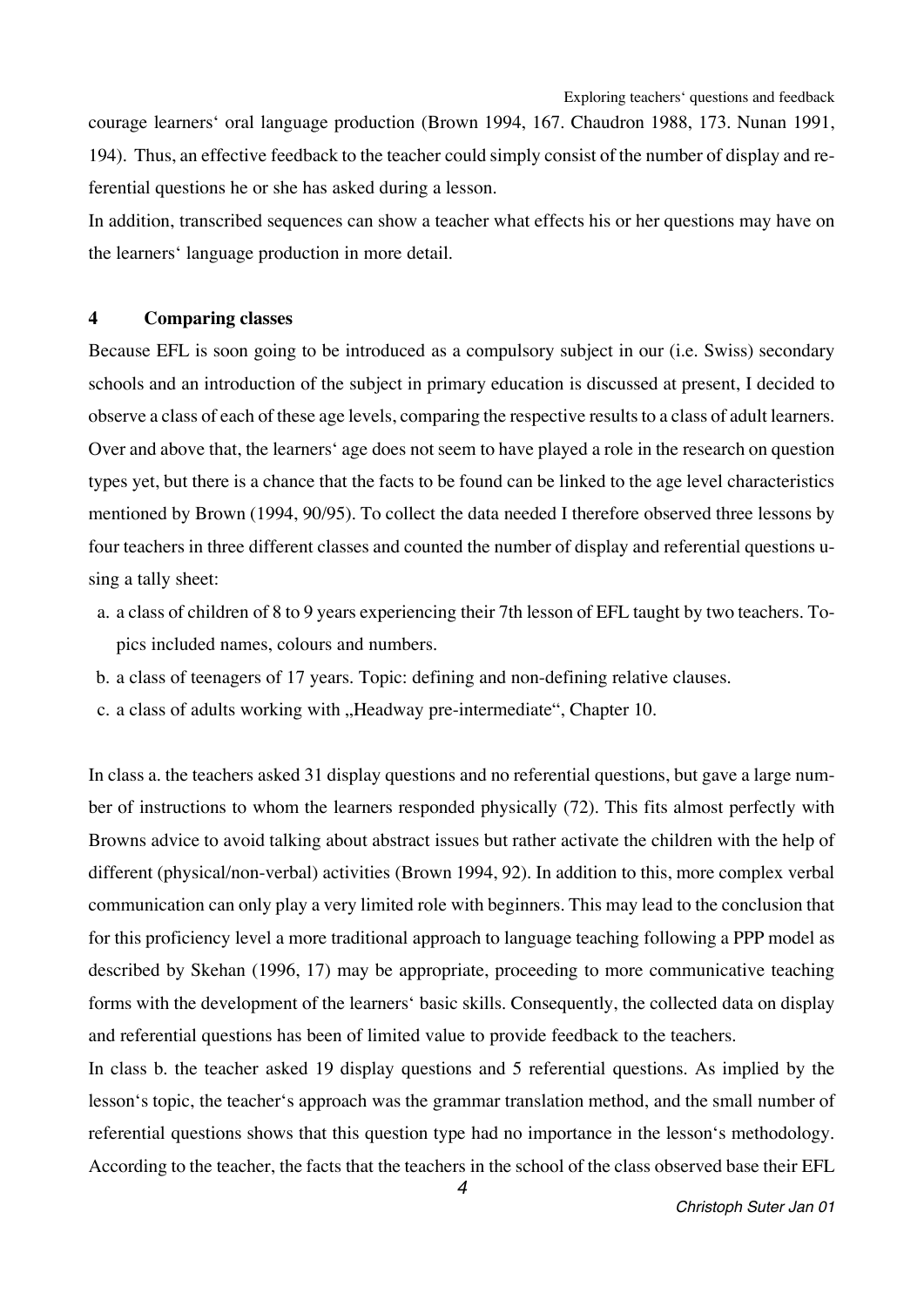courage learners‘ oral language production (Brown 1994, 167. Chaudron 1988, 173. Nunan 1991, 194). Thus, an effective feedback to the teacher could simply consist of the number of display and referential questions he or she has asked during a lesson.

In addition, transcribed sequences can show a teacher what effects his or her questions may have on the learners‘ language production in more detail.

## 4 Comparing classes

Because EFL is soon going to be introduced as a compulsory subject in our (i.e. Swiss) secondary schools and an introduction of the subject in primary education is discussed at present, I decided to observe a class of each of these age levels, comparing the respective results to a class of adult learners. Over and above that, the learners‘ age does not seem to have played a role in the research on question types yet, but there is a chance that the facts to be found can be linked to the age level characteristics mentioned by Brown (1994, 90/95). To collect the data needed I therefore observed three lessons by four teachers in three different classes and counted the number of display and referential questions using a tally sheet:

a. a class of children of 8 to 9 years experiencing their 7th lesson of EFL taught by two teachers. Topics included names, colours and numbers.
b. a class of teenagers of 17 years. Topic: defining and non-defining relative clauses.
c. a class of adults working with „Headway pre-intermediate“, Chapter 10.

In class a. the teachers asked 31 display questions and no referential questions, but gave a large number of instructions to whom the learners responded physically (72). This fits almost perfectly with Browns advice to avoid talking about abstract issues but rather activate the children with the help of different (physical/non-verbal) activities (Brown 1994, 92). In addition to this, more complex verbal communication can only play a very limited role with beginners. This may lead to the conclusion that for this proficiency level a more traditional approach to language teaching following a PPP model as described by Skehan (1996, 17) may be appropriate, proceeding to more communicative teaching forms with the development of the learners‘ basic skills. Consequently, the collected data on display and referential questions has been of limited value to provide feedback to the teachers.

In class b. the teacher asked 19 display questions and 5 referential questions. As implied by the lesson‘s topic, the teacher‘s approach was the grammar translation method, and the small number of referential questions shows that this question type had no importance in the lesson‘s methodology. According to the teacher, the facts that the teachers in the school of the class observed base their EFL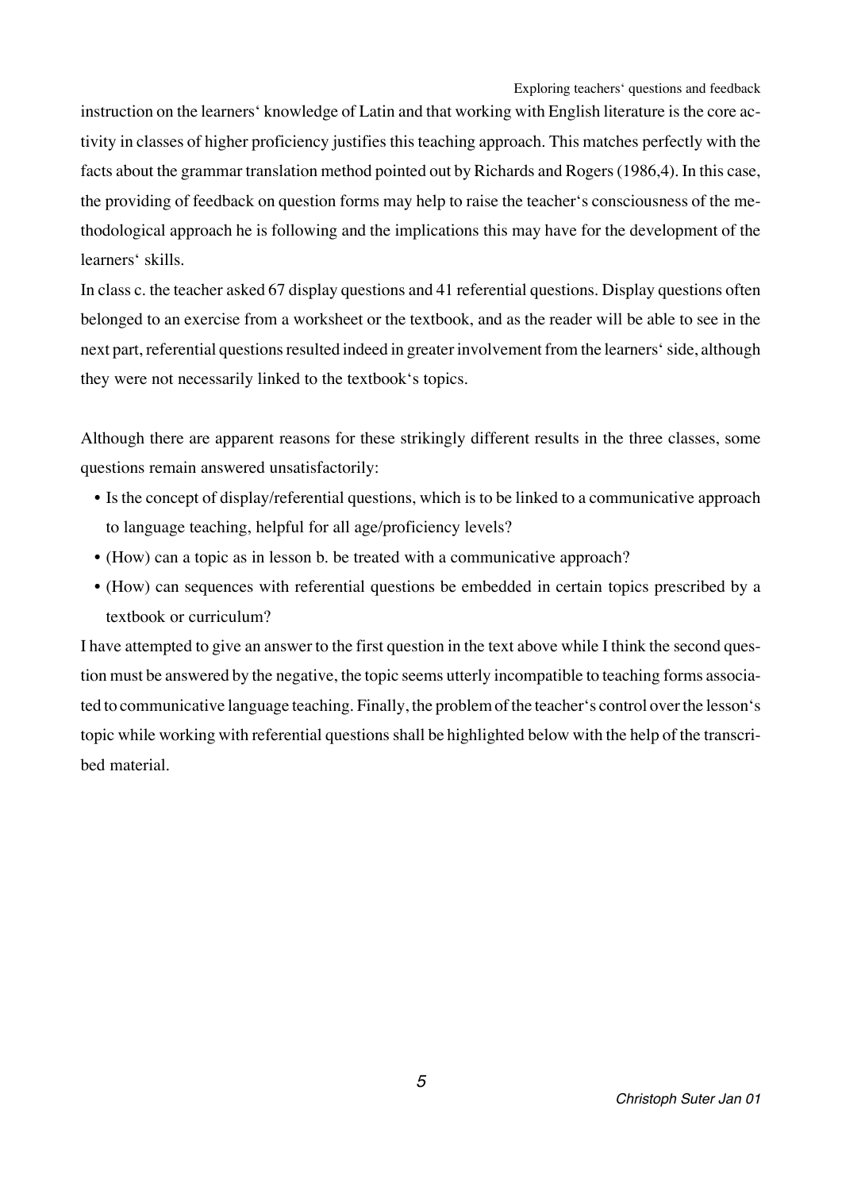instruction on the learners�' knowledge of Latin and that working with English literature is the core activity in classes of higher proficiency justifies this teaching approach. This matches perfectly with the facts about the grammar translation method pointed out by Richards and Rogers (1986,4). In this case, the providing of feedback on question forms may help to raise the teacher's consciousness of the methodological approach he is following and the implications this may have for the development of the learners' skills.

In class c. the teacher asked 67 display questions and 41 referential questions. Display questions often belonged to an exercise from a worksheet or the textbook, and as the reader will be able to see in the next part, referential questions resulted indeed in greater involvement from the learners' side, although they were not necessarily linked to the textbook's topics.

Although there are apparent reasons for these strikingly different results in the three classes, some questions remain answered unsatisfactorily:

- Is the concept of display/referential questions, which is to be linked to a communicative approach to language teaching, helpful for all age/proficiency levels?
- (How) can a topic as in lesson b. be treated with a communicative approach?
- (How) can sequences with referential questions be embedded in certain topics prescribed by a textbook or curriculum?

I have attempted to give an answer to the first question in the text above while I think the second question must be answered by the negative, the topic seems utterly incompatible to teaching forms associated to communicative language teaching. Finally, the problem of the teacher's control over the lesson's topic while working with referential questions shall be highlighted below with the help of the transcribed material.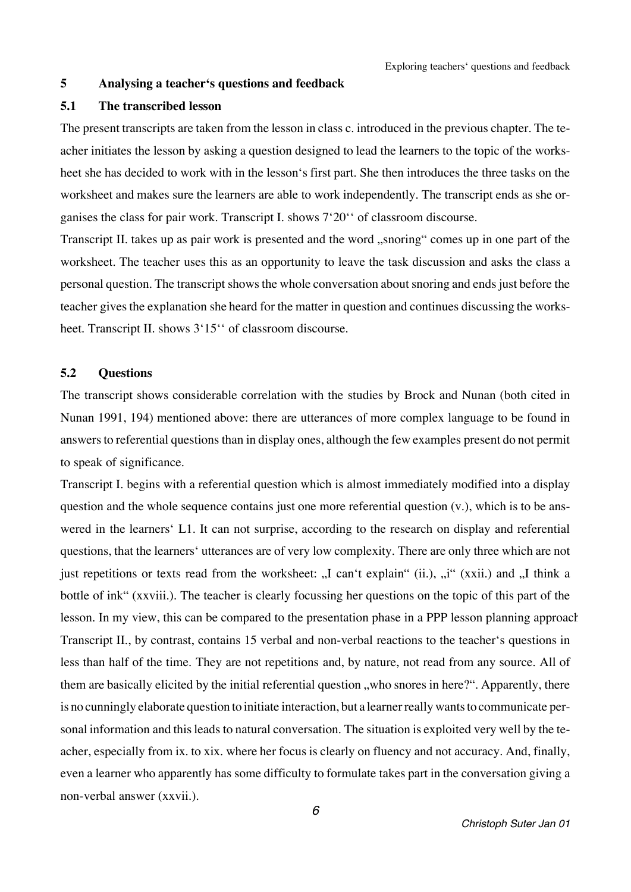## 5 Analysing a teacher's questions and feedback

### 5.1 The transcribed lesson

The present transcripts are taken from the lesson in class c. introduced in the previous chapter. The teacher initiates the lesson by asking a question designed to lead the learners to the topic of the worksheet she has decided to work with in the lesson's first part. She then introduces the three tasks on the worksheet and makes sure the learners are able to work independently. The transcript ends as she organises the class for pair work. Transcript I. shows 7'20'' of classroom discourse.

Transcript II. takes up as pair work is presented and the word „snoring" comes up in one part of the worksheet. The teacher uses this as an opportunity to leave the task discussion and asks the class a personal question. The transcript shows the whole conversation about snoring and ends just before the teacher gives the explanation she heard for the matter in question and continues discussing the worksheet. Transcript II. shows 3'15'' of classroom discourse.

### 5.2 Questions

The transcript shows considerable correlation with the studies by Brock and Nunan (both cited in Nunan 1991, 194) mentioned above: there are utterances of more complex language to be found in answers to referential questions than in display ones, although the few examples present do not permit to speak of significance.

Transcript I. begins with a referential question which is almost immediately modified into a display question and the whole sequence contains just one more referential question (v.), which is to be answered in the learners' L1. It can not surprise, according to the research on display and referential questions, that the learners' utterances are of very low complexity. There are only three which are not just repetitions or texts read from the worksheet: „I can't explain" (ii.), „i" (xxii.) and „I think a bottle of ink" (xxviii.). The teacher is clearly focussing her questions on the topic of this part of the lesson. In my view, this can be compared to the presentation phase in a PPP lesson planning approach.

Transcript II., by contrast, contains 15 verbal and non-verbal reactions to the teacher's questions in less than half of the time. They are not repetitions and, by nature, not read from any source. All of them are basically elicited by the initial referential question „who snores in here?". Apparently, there is no cunningly elaborate question to initiate interaction, but a learner really wants to communicate personal information and this leads to natural conversation. The situation is exploited very well by the teacher, especially from ix. to xix. where her focus is clearly on fluency and not accuracy. And, finally, even a learner who apparently has some difficulty to formulate takes part in the conversation giving a non-verbal answer (xxvii.).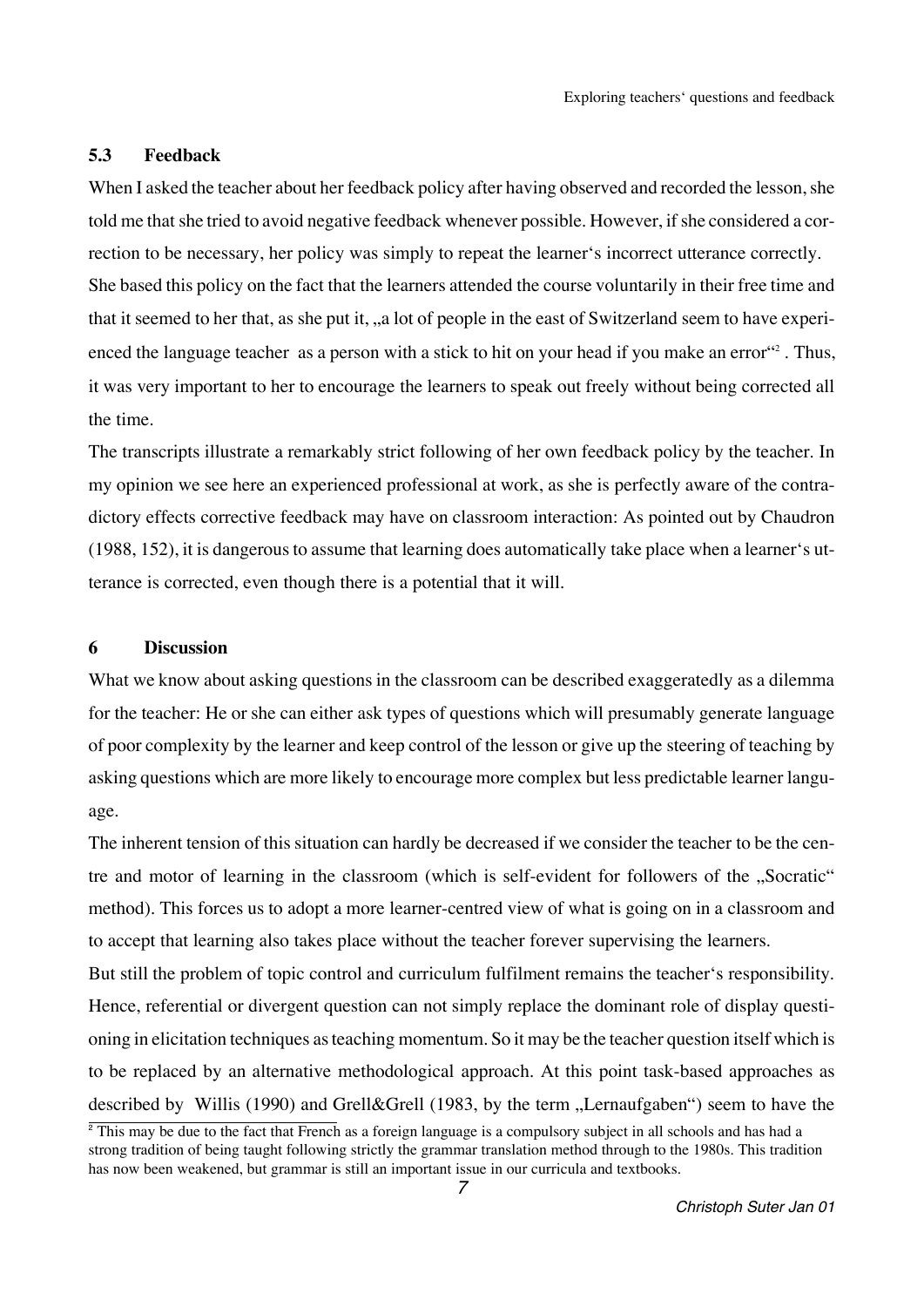### 5.3 Feedback

When I asked the teacher about her feedback policy after having observed and recorded the lesson, she told me that she tried to avoid negative feedback whenever possible. However, if she considered a correction to be necessary, her policy was simply to repeat the learner‘s incorrect utterance correctly. She based this policy on the fact that the learners attended the course voluntarily in their free time and that it seemed to her that, as she put it, „a lot of people in the east of Switzerland seem to have experienced the language teacher as a person with a stick to hit on your head if you make an error“[2] . Thus, it was very important to her to encourage the learners to speak out freely without being corrected all the time.

The transcripts illustrate a remarkably strict following of her own feedback policy by the teacher. In my opinion we see here an experienced professional at work, as she is perfectly aware of the contradictory effects corrective feedback may have on classroom interaction: As pointed out by Chaudron (1988, 152), it is dangerous to assume that learning does automatically take place when a learner‘s utterance is corrected, even though there is a potential that it will.

## 6 Discussion

What we know about asking questions in the classroom can be described exaggeratedly as a dilemma for the teacher: He or she can either ask types of questions which will presumably generate language of poor complexity by the learner and keep control of the lesson or give up the steering of teaching by asking questions which are more likely to encourage more complex but less predictable learner language.

The inherent tension of this situation can hardly be decreased if we consider the teacher to be the centre and motor of learning in the classroom (which is self-evident for followers of the „Socratic“ method). This forces us to adopt a more learner-centred view of what is going on in a classroom and to accept that learning also takes place without the teacher forever supervising the learners.

But still the problem of topic control and curriculum fulfilment remains the teacher‘s responsibility. Hence, referential or divergent question can not simply replace the dominant role of display questioning in elicitation techniques as teaching momentum. So it may be the teacher question itself which is to be replaced by an alternative methodological approach. At this point task-based approaches as described by Willis (1990) and Grell&Grell (1983, by the term „Lernaufgaben“) seem to have the

[2] This may be due to the fact that French as a foreign language is a compulsory subject in all schools and has had a strong tradition of being taught following strictly the grammar translation method through to the 1980s. This tradition has now been weakened, but grammar is still an important issue in our curricula and textbooks.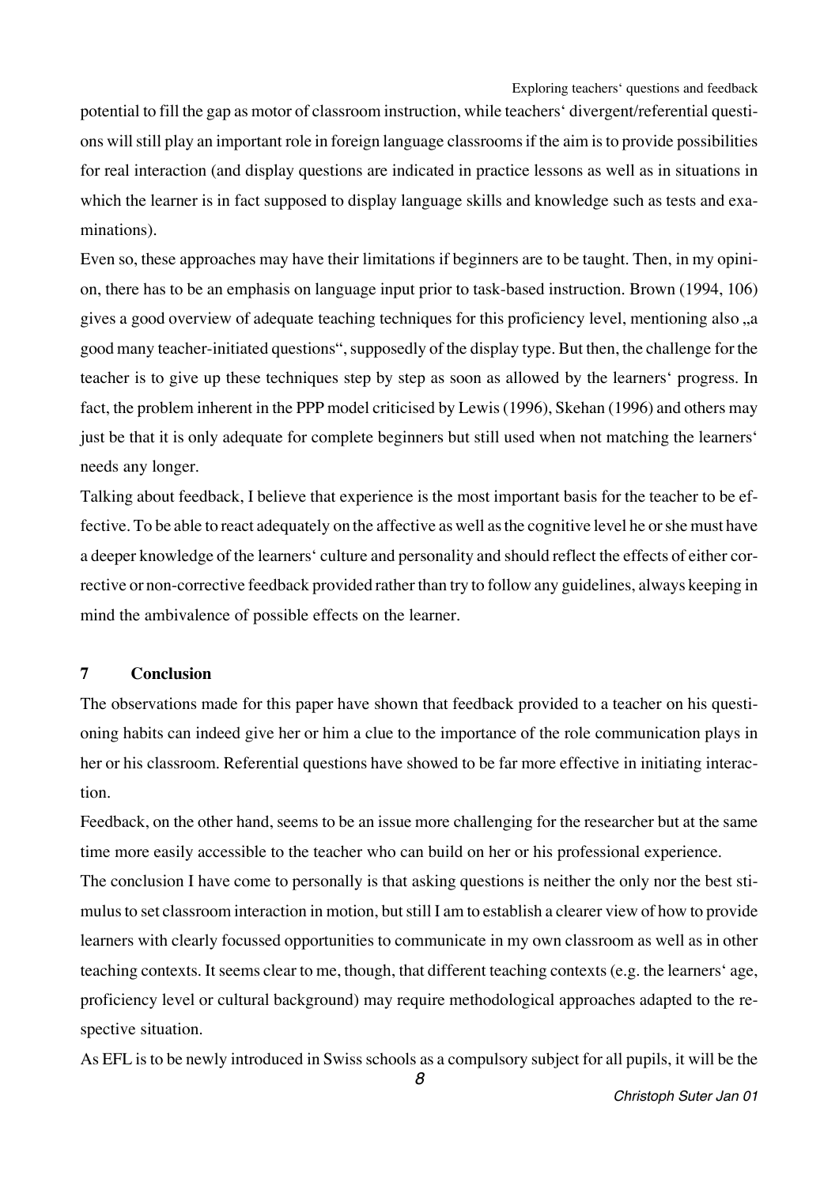potential to fill the gap as motor of classroom instruction, while teachers' divergent/referential questions will still play an important role in foreign language classrooms if the aim is to provide possibilities for real interaction (and display questions are indicated in practice lessons as well as in situations in which the learner is in fact supposed to display language skills and knowledge such as tests and examinations).

Even so, these approaches may have their limitations if beginners are to be taught. Then, in my opinion, there has to be an emphasis on language input prior to task-based instruction. Brown (1994, 106) gives a good overview of adequate teaching techniques for this proficiency level, mentioning also „a good many teacher-initiated questions", supposedly of the display type. But then, the challenge for the teacher is to give up these techniques step by step as soon as allowed by the learners' progress. In fact, the problem inherent in the PPP model criticised by Lewis (1996), Skehan (1996) and others may just be that it is only adequate for complete beginners but still used when not matching the learners' needs any longer.

Talking about feedback, I believe that experience is the most important basis for the teacher to be effective. To be able to react adequately on the affective as well as the cognitive level he or she must have a deeper knowledge of the learners' culture and personality and should reflect the effects of either corrective or non-corrective feedback provided rather than try to follow any guidelines, always keeping in mind the ambivalence of possible effects on the learner.

## 7 Conclusion

The observations made for this paper have shown that feedback provided to a teacher on his questioning habits can indeed give her or him a clue to the importance of the role communication plays in her or his classroom. Referential questions have showed to be far more effective in initiating interaction.

Feedback, on the other hand, seems to be an issue more challenging for the researcher but at the same time more easily accessible to the teacher who can build on her or his professional experience.

The conclusion I have come to personally is that asking questions is neither the only nor the best stimulus to set classroom interaction in motion, but still I am to establish a clearer view of how to provide learners with clearly focussed opportunities to communicate in my own classroom as well as in other teaching contexts. It seems clear to me, though, that different teaching contexts (e.g. the learners' age, proficiency level or cultural background) may require methodological approaches adapted to the respective situation.

As EFL is to be newly introduced in Swiss schools as a compulsory subject for all pupils, it will be the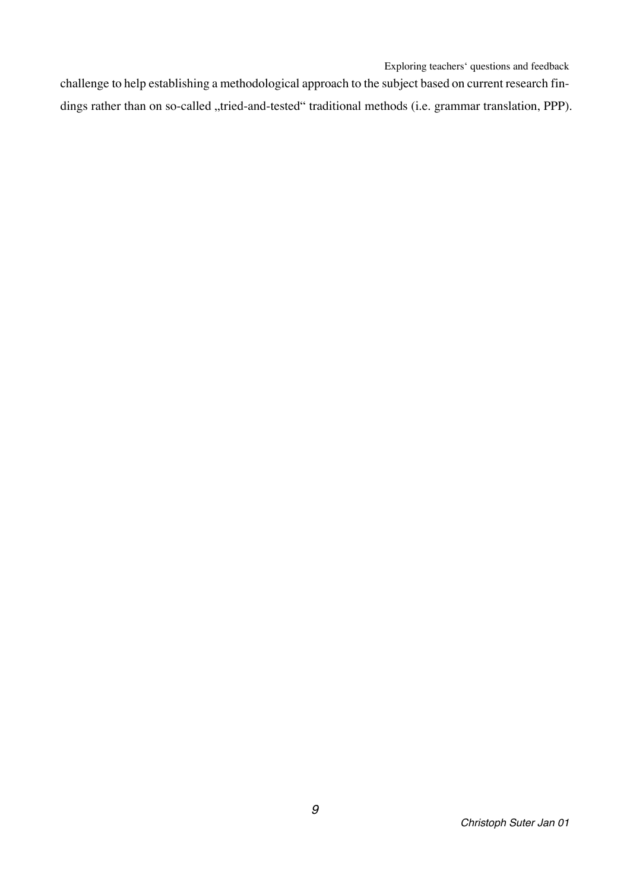challenge to help establishing a methodological approach to the subject based on current research findings rather than on so-called „tried-and-tested" traditional methods (i.e. grammar translation, PPP).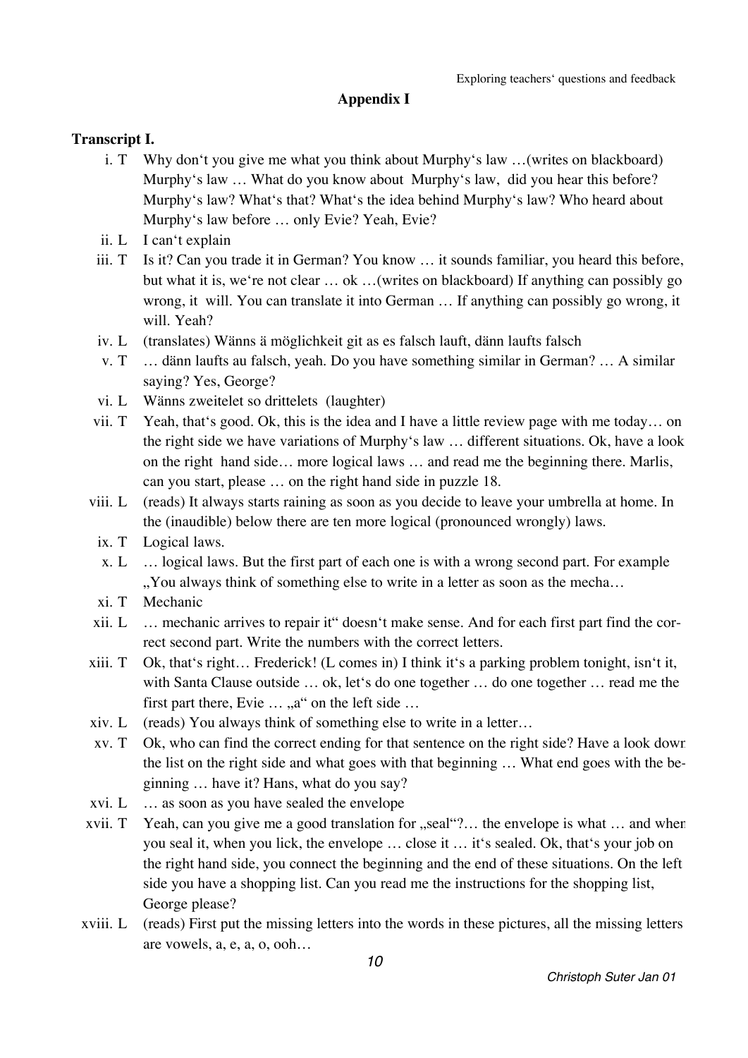## Appendix I

**Transcript I.**

i. T Why don‘t you give me what you think about Murphy‘s law …(writes on blackboard) Murphy‘s law … What do you know about Murphy‘s law, did you hear this before? Murphy‘s law? What‘s that? What‘s the idea behind Murphy‘s law? Who heard about Murphy‘s law before … only Evie? Yeah, Evie?

ii. L I can‘t explain

iii. T Is it? Can you trade it in German? You know … it sounds familiar, you heard this before, but what it is, we‘re not clear … ok …(writes on blackboard) If anything can possibly go wrong, it will. You can translate it into German … If anything can possibly go wrong, it will. Yeah?

iv. L (translates) Wänns ä möglichkeit git as es falsch lauft, dänn laufts falsch

v. T … dänn laufts au falsch, yeah. Do you have something similar in German? … A similar saying? Yes, George?

vi. L Wänns zweitelet so drittelets (laughter)

vii. T Yeah, that‘s good. Ok, this is the idea and I have a little review page with me today… on the right side we have variations of Murphy‘s law … different situations. Ok, have a look on the right hand side… more logical laws … and read me the beginning there. Marlis, can you start, please … on the right hand side in puzzle 18.

viii. L (reads) It always starts raining as soon as you decide to leave your umbrella at home. In the (inaudible) below there are ten more logical (pronounced wrongly) laws.

ix. T Logical laws.

x. L … logical laws. But the first part of each one is with a wrong second part. For example „You always think of something else to write in a letter as soon as the mecha…

xi. T Mechanic

xii. L … mechanic arrives to repair it“ doesn‘t make sense. And for each first part find the correct second part. Write the numbers with the correct letters.

xiii. T Ok, that‘s right… Frederick! (L comes in) I think it‘s a parking problem tonight, isn‘t it, with Santa Clause outside … ok, let‘s do one together … do one together … read me the first part there, Evie … „a“ on the left side …

xiv. L (reads) You always think of something else to write in a letter…

xv. T Ok, who can find the correct ending for that sentence on the right side? Have a look down the list on the right side and what goes with that beginning … What end goes with the beginning … have it? Hans, what do you say?

xvi. L … as soon as you have sealed the envelope

xvii. T Yeah, can you give me a good translation for „seal“?… the envelope is what … and when you seal it, when you lick, the envelope … close it … it‘s sealed. Ok, that‘s your job on the right hand side, you connect the beginning and the end of these situations. On the left side you have a shopping list. Can you read me the instructions for the shopping list, George please?

xviii. L (reads) First put the missing letters into the words in these pictures, all the missing letters are vowels, a, e, a, o, ooh…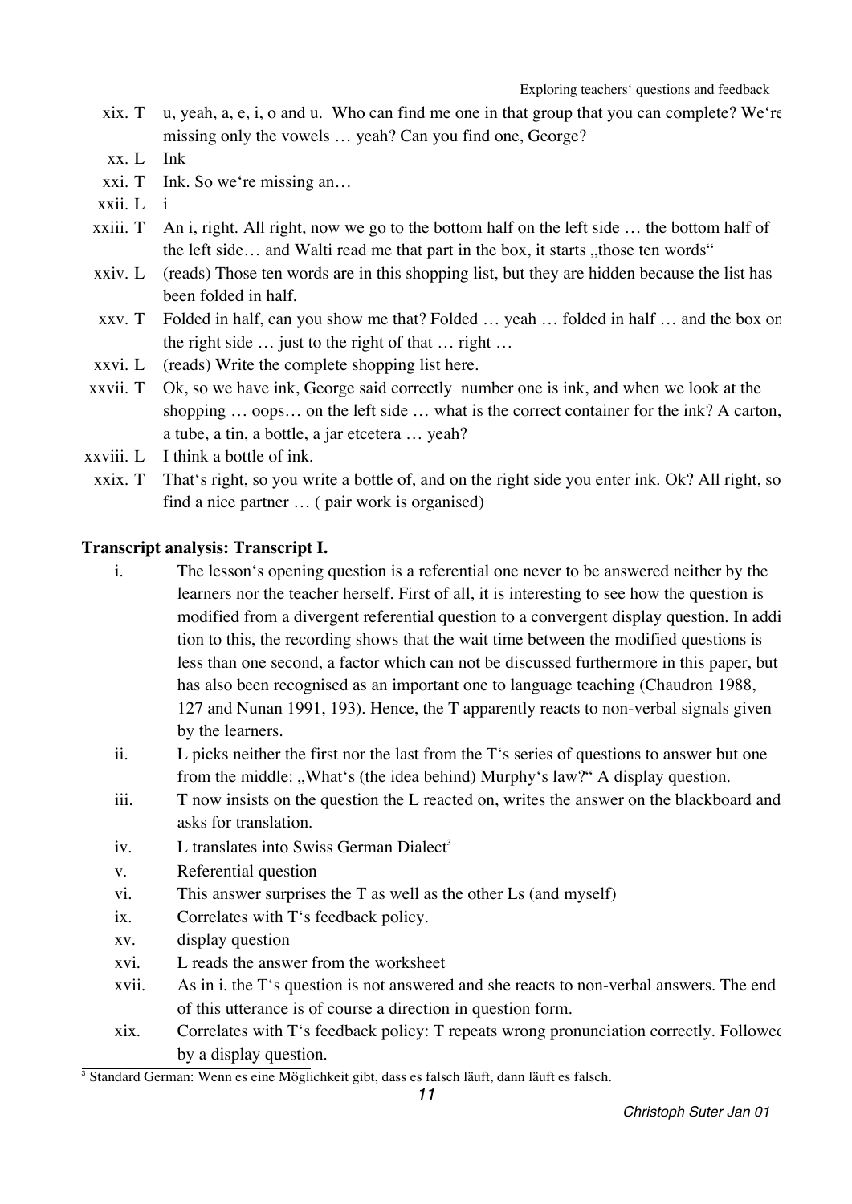xix. T u, yeah, a, e, i, o and u. Who can find me one in that group that you can complete? We're missing only the vowels … yeah? Can you find one, George?

xx. L Ink

xxi. T Ink. So we're missing an…

xxii. L i

xxiii. T An i, right. All right, now we go to the bottom half on the left side … the bottom half of the left side… and Walti read me that part in the box, it starts „those ten words"

xxiv. L (reads) Those ten words are in this shopping list, but they are hidden because the list has been folded in half.

xxv. T Folded in half, can you show me that? Folded … yeah … folded in half … and the box on the right side … just to the right of that … right …

xxvi. L (reads) Write the complete shopping list here.

xxvii. T Ok, so we have ink, George said correctly number one is ink, and when we look at the shopping … oops… on the left side … what is the correct container for the ink? A carton, a tube, a tin, a bottle, a jar etcetera … yeah?

xxviii. L I think a bottle of ink.

xxix. T That's right, so you write a bottle of, and on the right side you enter ink. Ok? All right, so find a nice partner … ( pair work is organised)

**Transcript analysis: Transcript I.**

i. The lesson's opening question is a referential one never to be answered neither by the learners nor the teacher herself. First of all, it is interesting to see how the question is modified from a divergent referential question to a convergent display question. In addition to this, the recording shows that the wait time between the modified questions is less than one second, a factor which can not be discussed furthermore in this paper, but has also been recognised as an important one to language teaching (Chaudron 1988, 127 and Nunan 1991, 193). Hence, the T apparently reacts to non-verbal signals given by the learners.

ii. L picks neither the first nor the last from the T's series of questions to answer but one from the middle: „What's (the idea behind) Murphy's law?" A display question.

iii. T now insists on the question the L reacted on, writes the answer on the blackboard and asks for translation.

iv. L translates into Swiss German Dialect[3]

v. Referential question

vi. This answer surprises the T as well as the other Ls (and myself)

ix. Correlates with T's feedback policy.

xv. display question

xvi. L reads the answer from the worksheet

xvii. As in i. the T's question is not answered and she reacts to non-verbal answers. The end of this utterance is of course a direction in question form.

xix. Correlates with T's feedback policy: T repeats wrong pronunciation correctly. Followed by a display question.

[3] Standard German: Wenn es eine Möglichkeit gibt, dass es falsch läuft, dann läuft es falsch.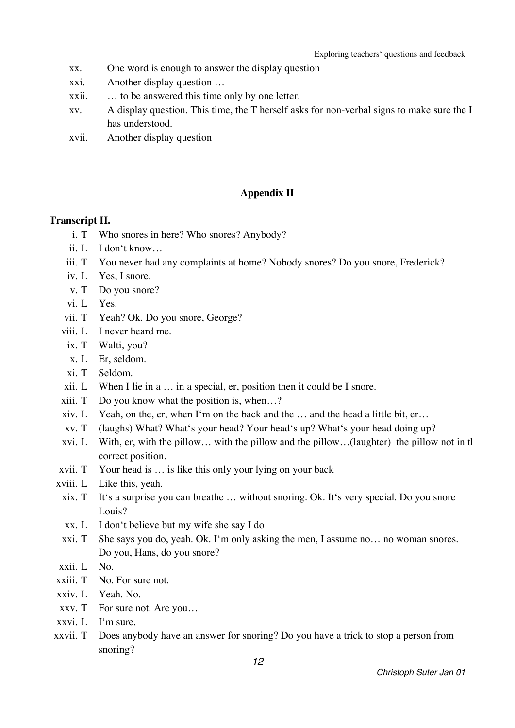xx. One word is enough to answer the display question

xxi. Another display question …

xxii. … to be answered this time only by one letter.

xv. A display question. This time, the T herself asks for non-verbal signs to make sure the l has understood.

xvii. Another display question

## Appendix II

### Transcript II.

i. T Who snores in here? Who snores? Anybody?

ii. L I don‘t know…

iii. T You never had any complaints at home? Nobody snores? Do you snore, Frederick?

iv. L Yes, I snore.

v. T Do you snore?

vi. L Yes.

vii. T Yeah? Ok. Do you snore, George?

viii. L I never heard me.

ix. T Walti, you?

x. L Er, seldom.

xi. T Seldom.

xii. L When I lie in a … in a special, er, position then it could be I snore.

xiii. T Do you know what the position is, when…?

xiv. L Yeah, on the, er, when I‘m on the back and the … and the head a little bit, er…

xv. T (laughs) What? What‘s your head? Your head‘s up? What‘s your head doing up?

xvi. L With, er, with the pillow… with the pillow and the pillow…(laughter) the pillow not in the correct position.

xvii. T Your head is … is like this only your lying on your back

xviii. L Like this, yeah.

xix. T It‘s a surprise you can breathe … without snoring. Ok. It‘s very special. Do you snore Louis?

xx. L I don‘t believe but my wife she say I do

xxi. T She says you do, yeah. Ok. I‘m only asking the men, I assume no… no woman snores. Do you, Hans, do you snore?

xxii. L No.

xxiii. T No. For sure not.

xxiv. L Yeah. No.

xxv. T For sure not. Are you…

xxvi. L I‘m sure.

xxvii. T Does anybody have an answer for snoring? Do you have a trick to stop a person from snoring?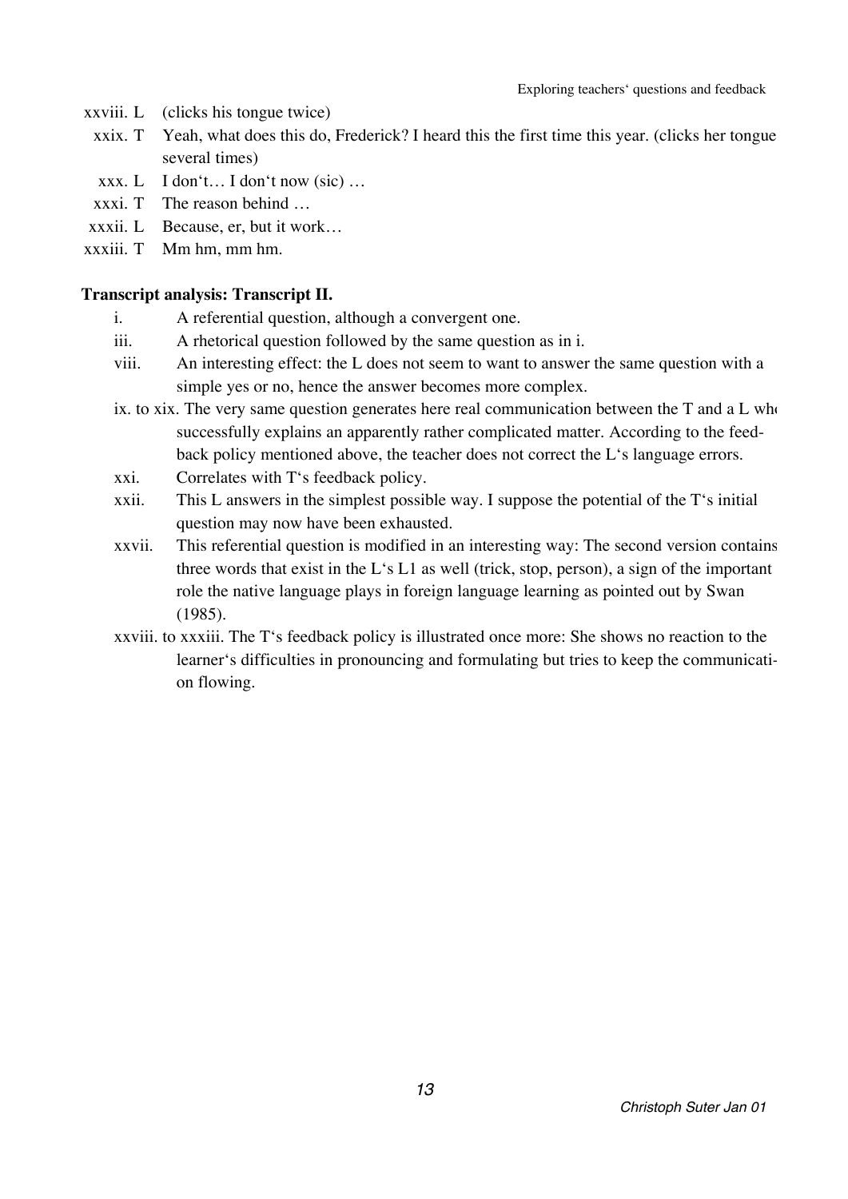xxviii. L (clicks his tongue twice)

xxix. T Yeah, what does this do, Frederick? I heard this the first time this year. (clicks her tongue several times)

xxx. L I don't… I don't now (sic) …

xxxi. T The reason behind …

xxxii. L Because, er, but it work…

xxxiii. T Mm hm, mm hm.

**Transcript analysis: Transcript II.**

i. A referential question, although a convergent one.

iii. A rhetorical question followed by the same question as in i.

viii. An interesting effect: the L does not seem to want to answer the same question with a simple yes or no, hence the answer becomes more complex.

ix. to xix. The very same question generates here real communication between the T and a L who successfully explains an apparently rather complicated matter. According to the feedback policy mentioned above, the teacher does not correct the L's language errors.

xxi. Correlates with T's feedback policy.

xxii. This L answers in the simplest possible way. I suppose the potential of the T's initial question may now have been exhausted.

xxvii. This referential question is modified in an interesting way: The second version contains three words that exist in the L's L1 as well (trick, stop, person), a sign of the important role the native language plays in foreign language learning as pointed out by Swan (1985).

xxviii. to xxxiii. The T's feedback policy is illustrated once more: She shows no reaction to the learner's difficulties in pronouncing and formulating but tries to keep the communication flowing.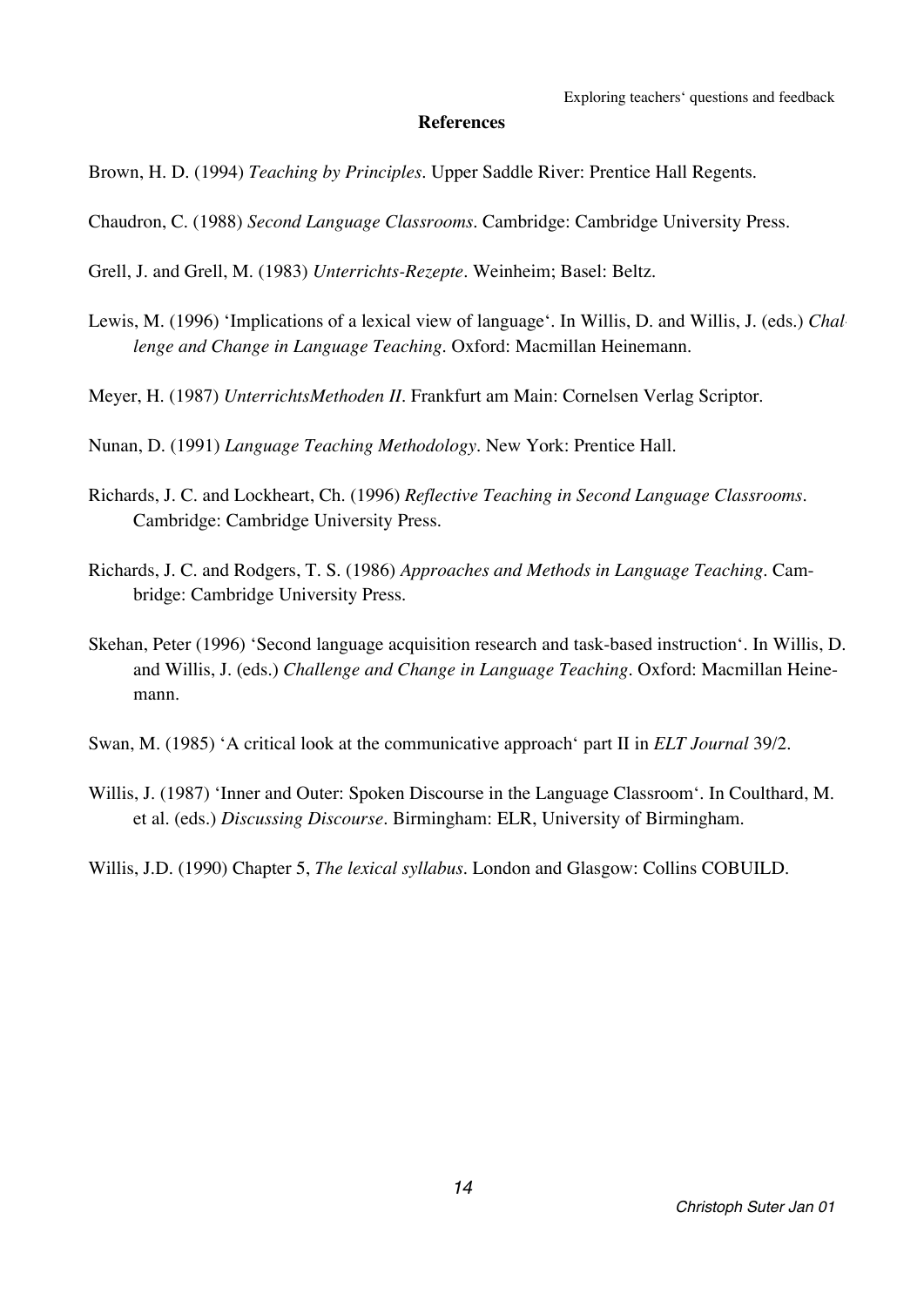## References

Brown, H. D. (1994) *Teaching by Principles*. Upper Saddle River: Prentice Hall Regents.

Chaudron, C. (1988) *Second Language Classrooms*. Cambridge: Cambridge University Press.

Grell, J. and Grell, M. (1983) *Unterrichts-Rezepte*. Weinheim; Basel: Beltz.

Lewis, M. (1996) 'Implications of a lexical view of language'. In Willis, D. and Willis, J. (eds.) *Challenge and Change in Language Teaching*. Oxford: Macmillan Heinemann.

Meyer, H. (1987) *UnterrichtsMethoden II*. Frankfurt am Main: Cornelsen Verlag Scriptor.

Nunan, D. (1991) *Language Teaching Methodology*. New York: Prentice Hall.

Richards, J. C. and Lockheart, Ch. (1996) *Reflective Teaching in Second Language Classrooms*. Cambridge: Cambridge University Press.

Richards, J. C. and Rodgers, T. S. (1986) *Approaches and Methods in Language Teaching*. Cambridge: Cambridge University Press.

Skehan, Peter (1996) 'Second language acquisition research and task-based instruction'. In Willis, D. and Willis, J. (eds.) *Challenge and Change in Language Teaching*. Oxford: Macmillan Heinemann.

Swan, M. (1985) 'A critical look at the communicative approach' part II in *ELT Journal* 39/2.

Willis, J. (1987) 'Inner and Outer: Spoken Discourse in the Language Classroom'. In Coulthard, M. et al. (eds.) *Discussing Discourse*. Birmingham: ELR, University of Birmingham.

Willis, J.D. (1990) Chapter 5, *The lexical syllabus*. London and Glasgow: Collins COBUILD.